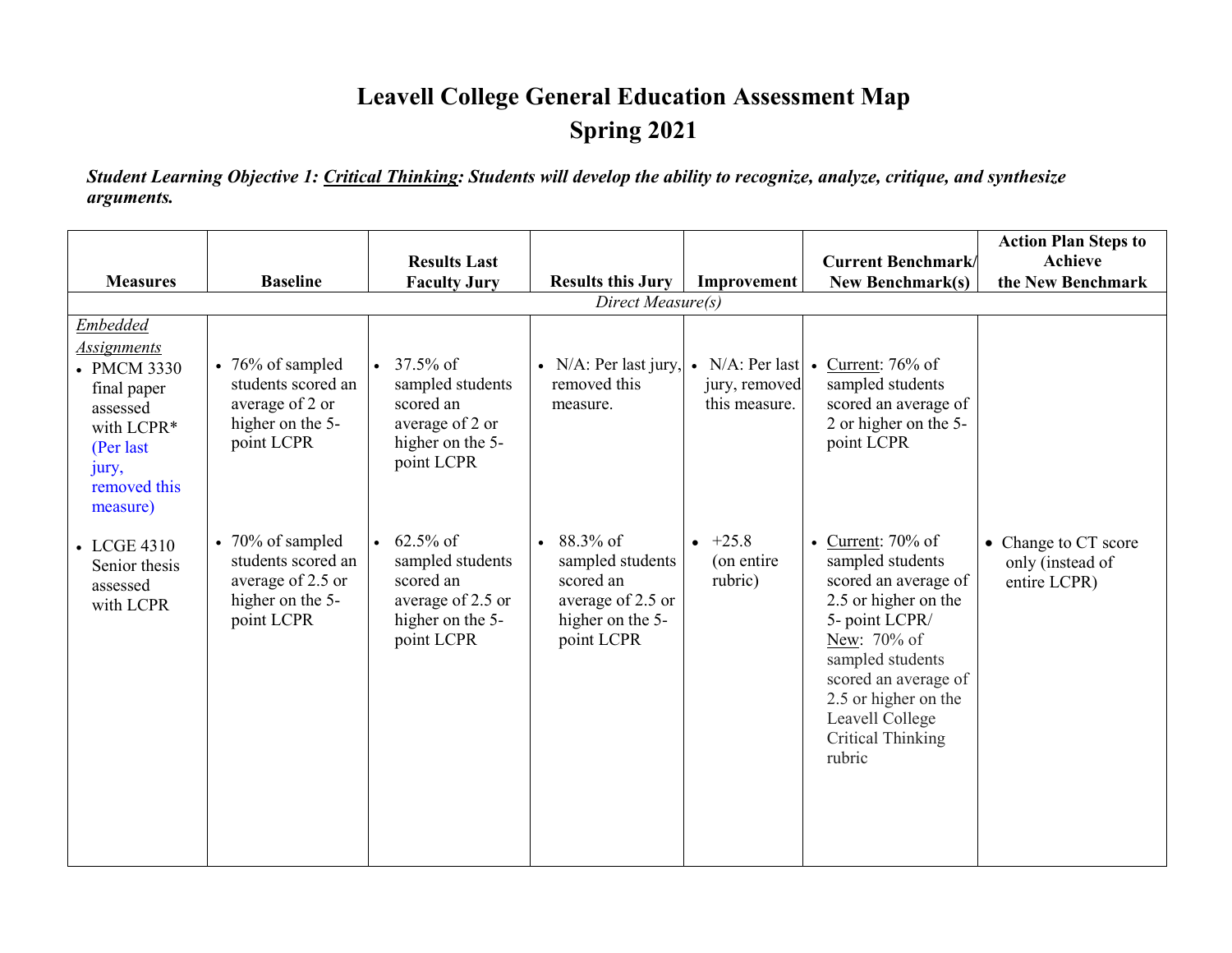# Leavell College General Education Assessment Map
## Spring 2021

***Student Learning Objective 1: Critical Thinking: Students will develop the ability to recognize, analyze, critique, and synthesize arguments.***

| Measures | Baseline | Results Last Faculty Jury | Results this Jury | Improvement | Current Benchmark/ New Benchmark(s) | Action Plan Steps to Achieve the New Benchmark |
|---|---|---|---|---|---|---|
| *Direct Measure(s)* | | | | | | |
| *Embedded Assignments*<br>• PMCM 3330 final paper assessed with LCPR* (Per last jury, removed this measure) | • 76% of sampled students scored an average of 2 or higher on the 5-point LCPR | • 37.5% of sampled students scored an average of 2 or higher on the 5-point LCPR | • N/A: Per last jury, removed this measure. | • N/A: Per last jury, removed this measure. | • Current: 76% of sampled students scored an average of 2 or higher on the 5-point LCPR | |
| • LCGE 4310 Senior thesis assessed with LCPR | • 70% of sampled students scored an average of 2.5 or higher on the 5-point LCPR | • 62.5% of sampled students scored an average of 2.5 or higher on the 5-point LCPR | • 88.3% of sampled students scored an average of 2.5 or higher on the 5-point LCPR | • +25.8 (on entire rubric) | • Current: 70% of sampled students scored an average of 2.5 or higher on the 5- point LCPR/ New: 70% of sampled students scored an average of 2.5 or higher on the Leavell College Critical Thinking rubric | • Change to CT score only (instead of entire LCPR) |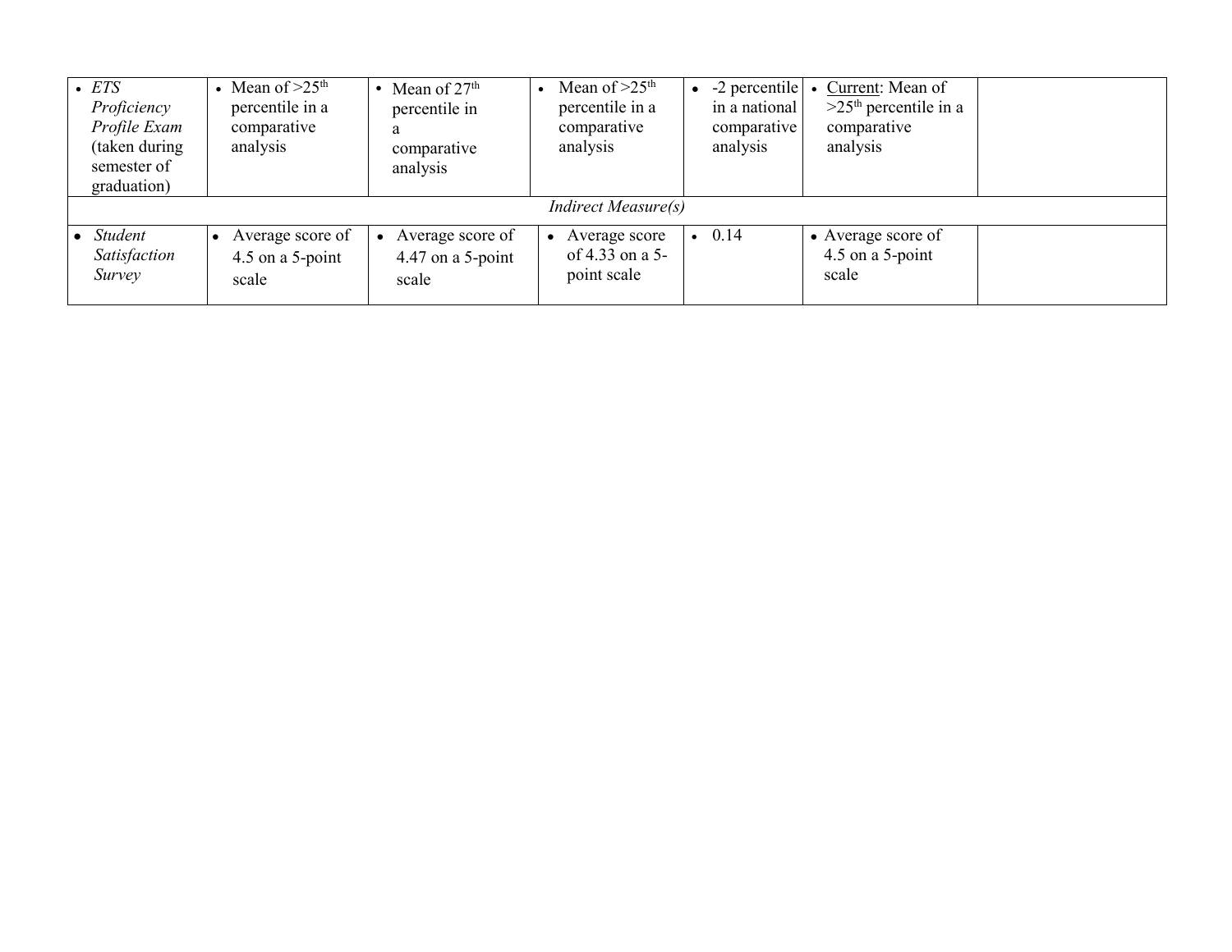| | | | | | | |
|---|---|---|---|---|---|---|
| • *ETS Proficiency Profile Exam* (taken during semester of graduation) | • Mean of >25th percentile in a comparative analysis | • Mean of 27th percentile in a comparative analysis | • Mean of >25th percentile in a comparative analysis | • -2 percentile in a national comparative analysis | • Current: Mean of >25th percentile in a comparative analysis | |
| *Indirect Measure(s)* | | | | | | |
| • *Student Satisfaction Survey* | • Average score of 4.5 on a 5-point scale | • Average score of 4.47 on a 5-point scale | • Average score of 4.33 on a 5-point scale | • 0.14 | • Average score of 4.5 on a 5-point scale | |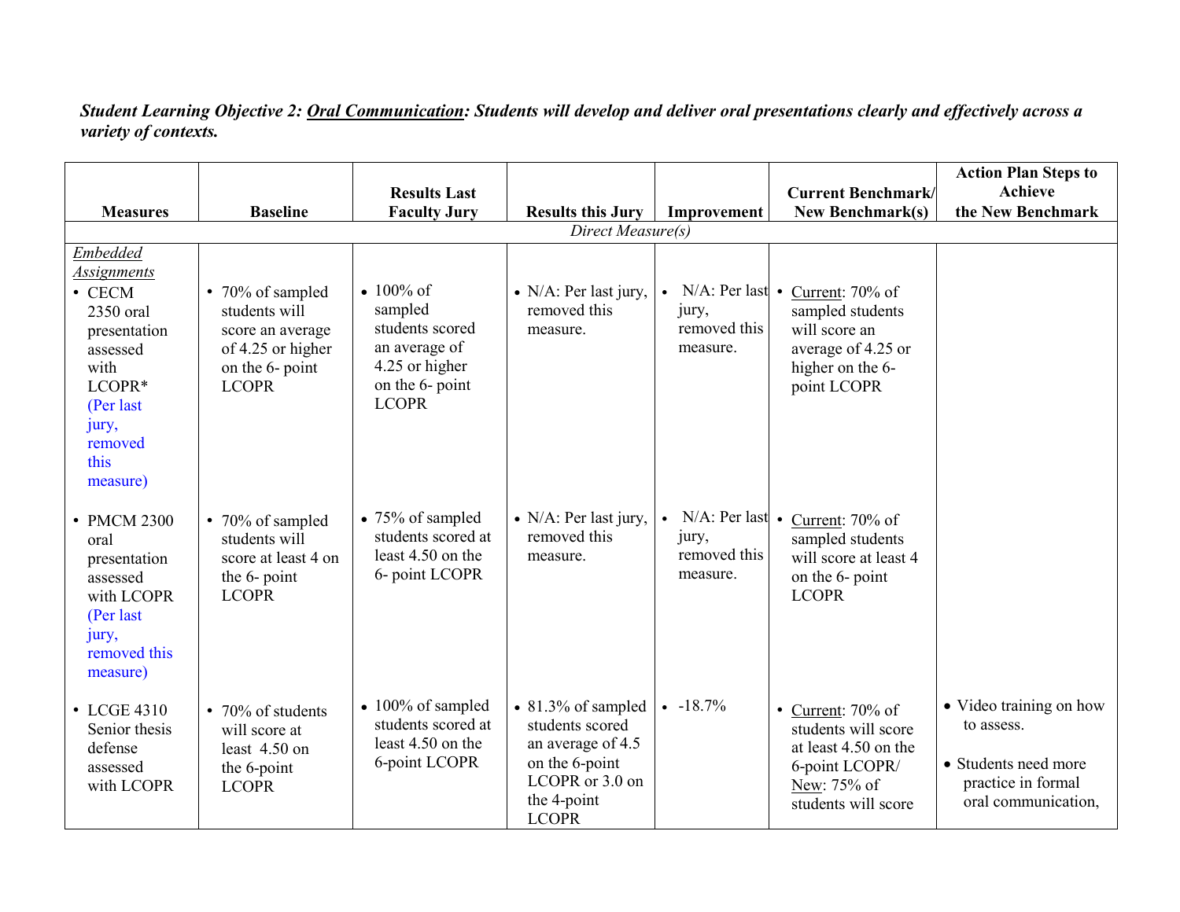***Student Learning Objective 2: <u>Oral Communication</u>: Students will develop and deliver oral presentations clearly and effectively across a variety of contexts.***

| Measures | Baseline | Results Last Faculty Jury | Results this Jury | Improvement | Current Benchmark/ New Benchmark(s) | Action Plan Steps to Achieve the New Benchmark |
|---|---|---|---|---|---|---|
| *Direct Measure(s)* | | | | | | |
| *<u>Embedded Assignments</u>*<br>• CECM 2350 oral presentation assessed with LCOPR* (Per last jury, removed this measure) | • 70% of sampled students will score an average of 4.25 or higher on the 6- point LCOPR | • 100% of sampled students scored an average of 4.25 or higher on the 6- point LCOPR | • N/A: Per last jury, removed this measure. | • N/A: Per last jury, removed this measure. | • <u>Current</u>: 70% of sampled students will score an average of 4.25 or higher on the 6- point LCOPR | |
| • PMCM 2300 oral presentation assessed with LCOPR (Per last jury, removed this measure) | • 70% of sampled students will score at least 4 on the 6- point LCOPR | • 75% of sampled students scored at least 4.50 on the 6- point LCOPR | • N/A: Per last jury, removed this measure. | • N/A: Per last jury, removed this measure. | • <u>Current</u>: 70% of sampled students will score at least 4 on the 6- point LCOPR | |
| • LCGE 4310 Senior thesis defense assessed with LCOPR | • 70% of students will score at least 4.50 on the 6-point LCOPR | • 100% of sampled students scored at least 4.50 on the 6-point LCOPR | • 81.3% of sampled students scored an average of 4.5 on the 6-point LCOPR or 3.0 on the 4-point LCOPR | • -18.7% | • <u>Current</u>: 70% of students will score at least 4.50 on the 6-point LCOPR/ <u>New</u>: 75% of students will score | • Video training on how to assess.<br>• Students need more practice in formal oral communication, |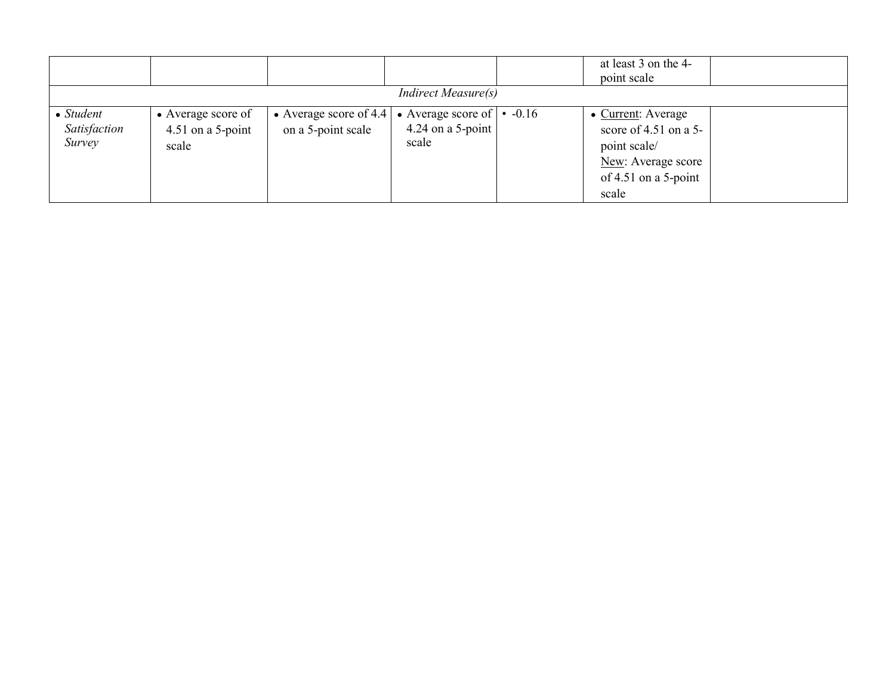| | | | | | | |
|---|---|---|---|---|---|---|
| | | | | | at least 3 on the 4-point scale | |
| | | | *Indirect Measure(s)* | | | |
| • *Student Satisfaction Survey* | • Average score of 4.51 on a 5-point scale | • Average score of 4.4 on a 5-point scale | • Average score of 4.24 on a 5-point scale | • -0.16 | • Current: Average score of 4.51 on a 5-point scale/ New: Average score of 4.51 on a 5-point scale | |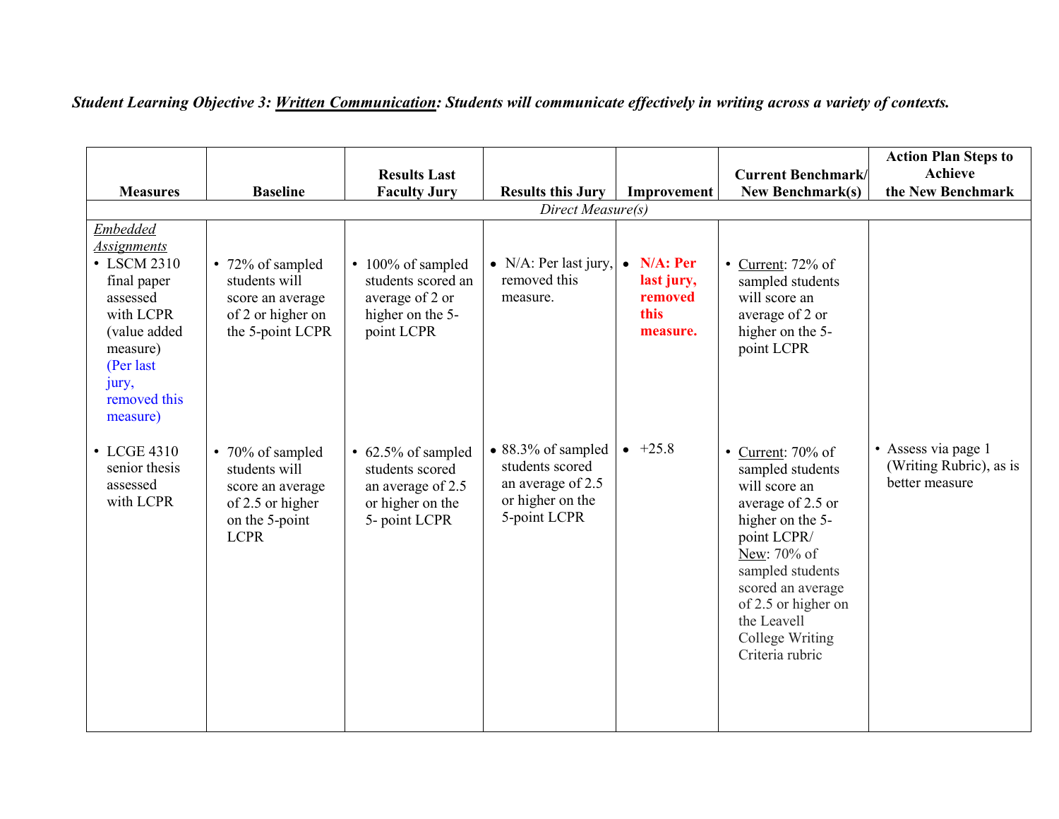***Student Learning Objective 3: Written Communication: Students will communicate effectively in writing across a variety of contexts.***

| Measures | Baseline | Results Last Faculty Jury | Results this Jury | Improvement | Current Benchmark/ New Benchmark(s) | Action Plan Steps to Achieve the New Benchmark |
|---|---|---|---|---|---|---|
| *Direct Measure(s)* | | | | | | |
| *Embedded Assignments* <br> • LSCM 2310 final paper assessed with LCPR (value added measure) (Per last jury, removed this measure) | • 72% of sampled students will score an average of 2 or higher on the 5-point LCPR | • 100% of sampled students scored an average of 2 or higher on the 5-point LCPR | • N/A: Per last jury, removed this measure. | • **N/A: Per last jury, removed this measure.** | • Current: 72% of sampled students will score an average of 2 or higher on the 5-point LCPR | |
| • LCGE 4310 senior thesis assessed with LCPR | • 70% of sampled students will score an average of 2.5 or higher on the 5-point LCPR | • 62.5% of sampled students scored an average of 2.5 or higher on the 5- point LCPR | • 88.3% of sampled students scored an average of 2.5 or higher on the 5-point LCPR | • +25.8 | • Current: 70% of sampled students will score an average of 2.5 or higher on the 5-point LCPR/ New: 70% of sampled students scored an average of 2.5 or higher on the Leavell College Writing Criteria rubric | • Assess via page 1 (Writing Rubric), as is better measure |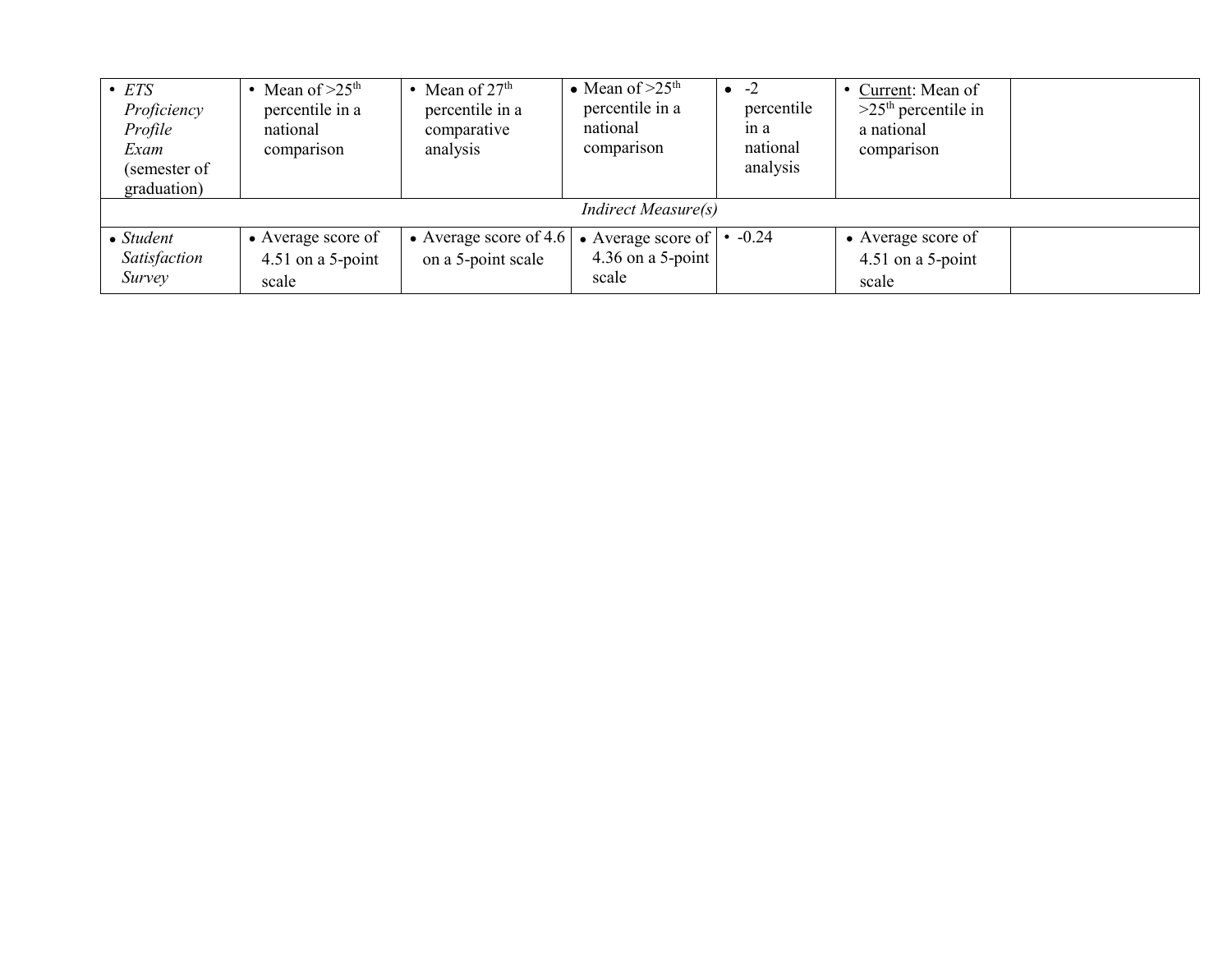| | | | | | | |
|---|---|---|---|---|---|---|
| • *ETS Proficiency Profile Exam* (semester of graduation) | • Mean of >25th percentile in a national comparison | • Mean of 27th percentile in a comparative analysis | • Mean of >25th percentile in a national comparison | • -2 percentile in a national analysis | • Current: Mean of >25th percentile in a national comparison | |
| *Indirect Measure(s)* | | | | | | |
| • *Student Satisfaction Survey* | • Average score of 4.51 on a 5-point scale | • Average score of 4.6 on a 5-point scale | • Average score of 4.36 on a 5-point scale | • -0.24 | • Average score of 4.51 on a 5-point scale | |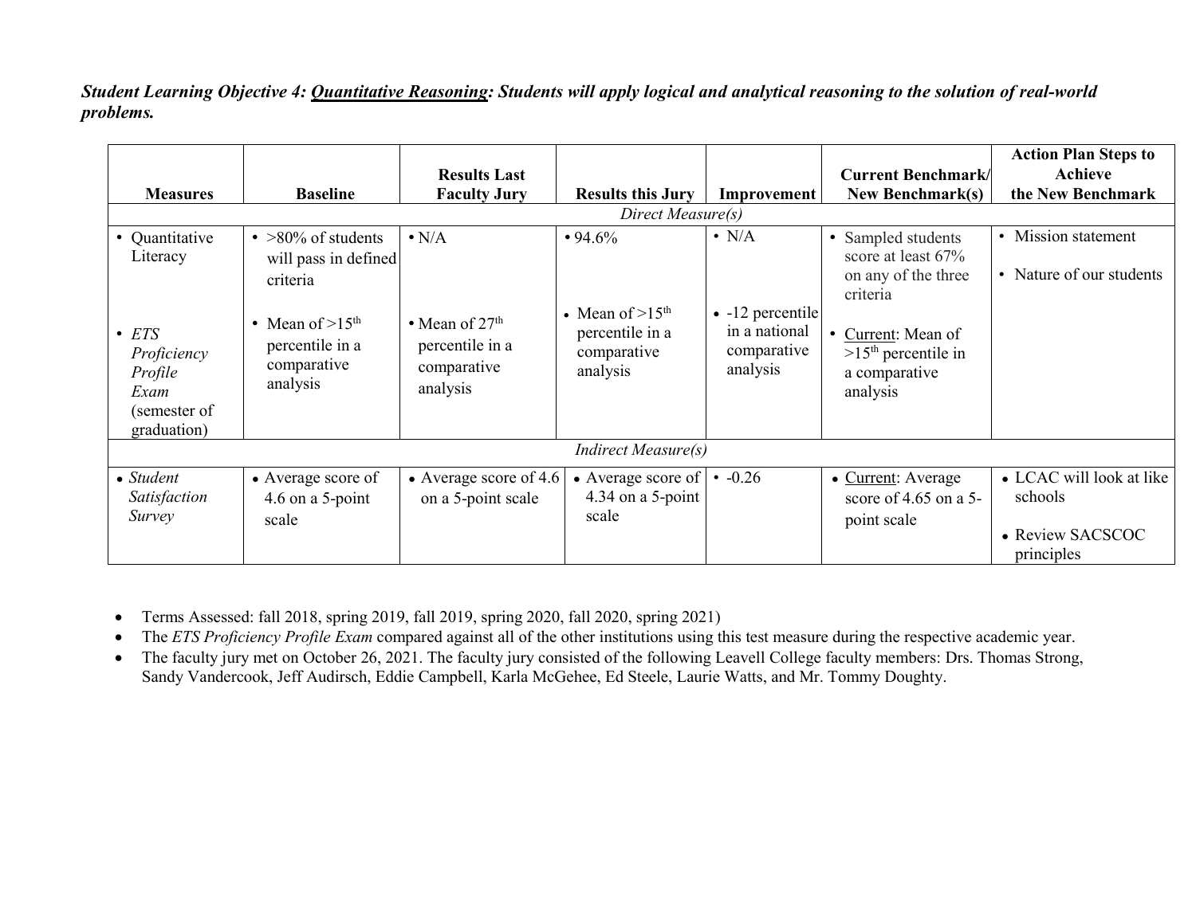***Student Learning Objective 4: <u>Quantitative Reasoning</u>: Students will apply logical and analytical reasoning to the solution of real-world problems.***

| Measures | Baseline | Results Last Faculty Jury | Results this Jury | Improvement | Current Benchmark/ New Benchmark(s) | Action Plan Steps to Achieve the New Benchmark |
|---|---|---|---|---|---|---|
| | | | *Direct Measure(s)* | | | |
| • Quantitative Literacy<br><br>• *ETS Proficiency Profile Exam* (semester of graduation) | • >80% of students will pass in defined criteria<br><br>• Mean of >15th percentile in a comparative analysis | • N/A<br><br>• Mean of 27th percentile in a comparative analysis | • 94.6%<br><br>• Mean of >15th percentile in a comparative analysis | • N/A<br><br>• -12 percentile in a national comparative analysis | • Sampled students score at least 67% on any of the three criteria<br><br>• <u>Current</u>: Mean of >15th percentile in a comparative analysis | • Mission statement<br><br>• Nature of our students |
| | | | *Indirect Measure(s)* | | | |
| • *Student Satisfaction Survey* | • Average score of 4.6 on a 5-point scale | • Average score of 4.6 on a 5-point scale | • Average score of 4.34 on a 5-point scale | • -0.26 | • <u>Current</u>: Average score of 4.65 on a 5-point scale | • LCAC will look at like schools<br><br>• Review SACSCOC principles |

- Terms Assessed: fall 2018, spring 2019, fall 2019, spring 2020, fall 2020, spring 2021)
- The *ETS Proficiency Profile Exam* compared against all of the other institutions using this test measure during the respective academic year.
- The faculty jury met on October 26, 2021. The faculty jury consisted of the following Leavell College faculty members: Drs. Thomas Strong, Sandy Vandercook, Jeff Audirsch, Eddie Campbell, Karla McGehee, Ed Steele, Laurie Watts, and Mr. Tommy Doughty.